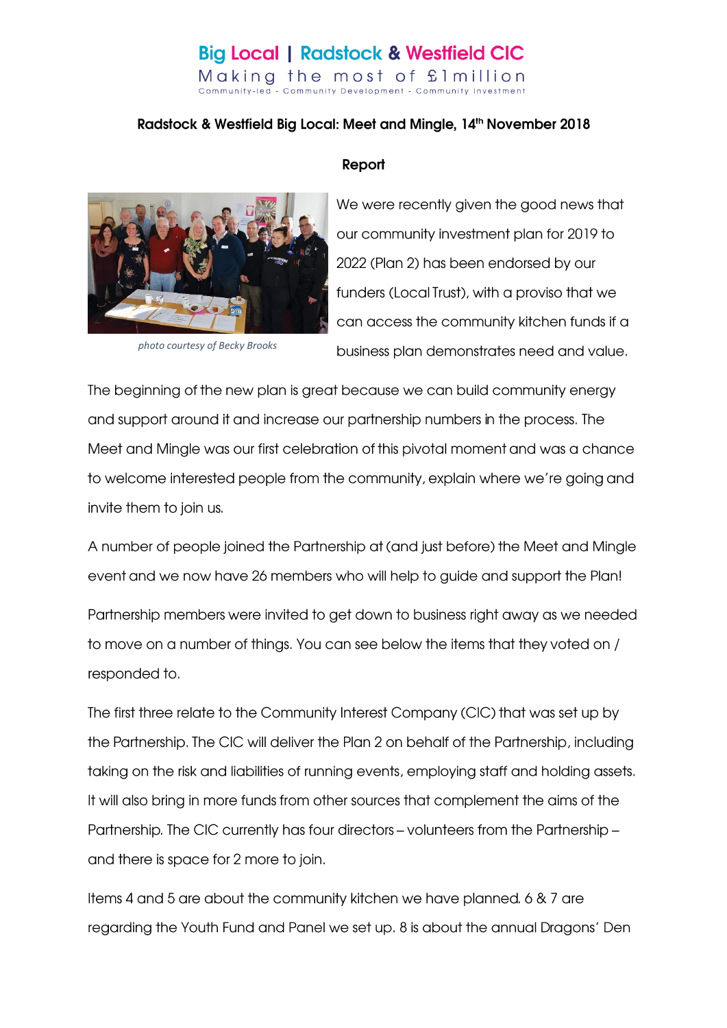Big Local | Radstock & Westfield CIC

Making the most of £1million

Community-led - Community Development - Community Investment

## Radstock & Westfield Big Local: Meet and Mingle, 14th November 2018

### Report

photo courtesy of Becky Brooks

We were recently given the good news that our community investment plan for 2019 to 2022 (Plan 2) has been endorsed by our funders (Local Trust), with a proviso that we can access the community kitchen funds if a business plan demonstrates need and value.

The beginning of the new plan is great because we can build community energy and support around it and increase our partnership numbers in the process. The Meet and Mingle was our first celebration of this pivotal moment and was a chance to welcome interested people from the community, explain where we're going and invite them to join us.

A number of people joined the Partnership at (and just before) the Meet and Mingle event and we now have 26 members who will help to guide and support the Plan!

Partnership members were invited to get down to business right away as we needed to move on a number of things. You can see below the items that they voted on / responded to.

The first three relate to the Community Interest Company (CIC) that was set up by the Partnership. The CIC will deliver the Plan 2 on behalf of the Partnership, including taking on the risk and liabilities of running events, employing staff and holding assets. It will also bring in more funds from other sources that complement the aims of the Partnership. The CIC currently has four directors – volunteers from the Partnership – and there is space for 2 more to join.

Items 4 and 5 are about the community kitchen we have planned. 6 & 7 are regarding the Youth Fund and Panel we set up. 8 is about the annual Dragons' Den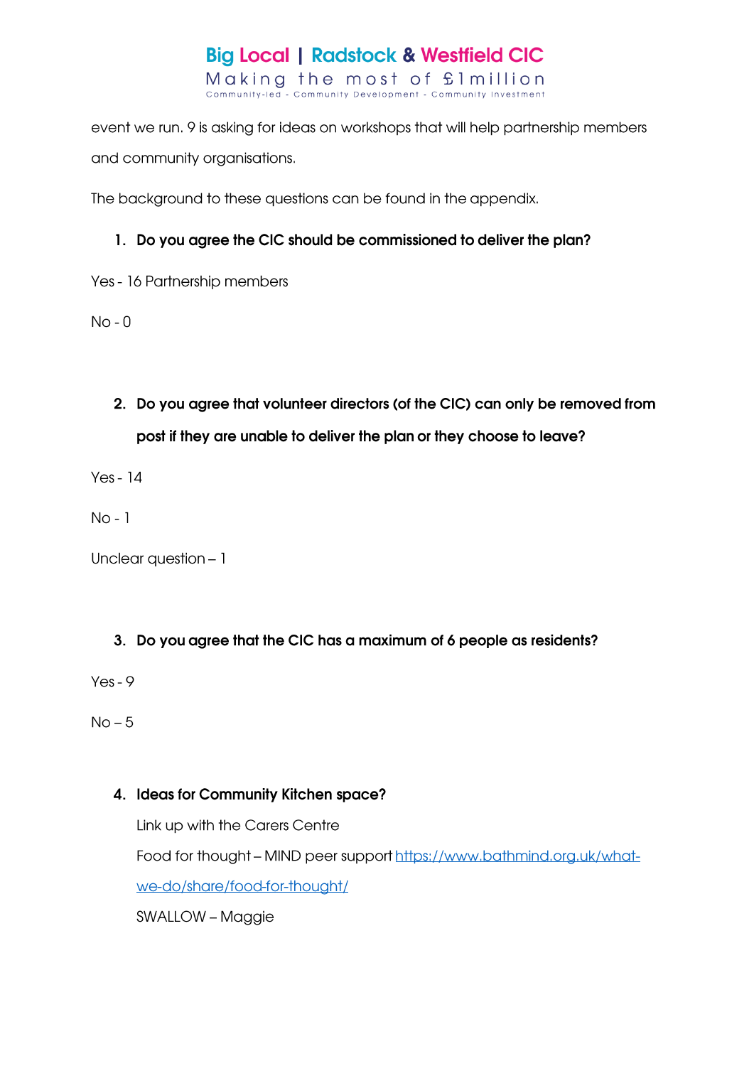event we run. 9 is asking for ideas on workshops that will help partnership members and community organisations.

The background to these questions can be found in the appendix.

1. **Do you agree the CIC should be commissioned to deliver the plan?**

Yes - 16 Partnership members

No - 0

2. **Do you agree that volunteer directors (of the CIC) can only be removed from post if they are unable to deliver the plan or they choose to leave?**

Yes - 14

No - 1

Unclear question – 1

3. **Do you agree that the CIC has a maximum of 6 people as residents?**

Yes - 9

No – 5

4. **Ideas for Community Kitchen space?**

   Link up with the Carers Centre

   Food for thought – MIND peer support https://www.bathmind.org.uk/what-we-do/share/food-for-thought/

   SWALLOW – Maggie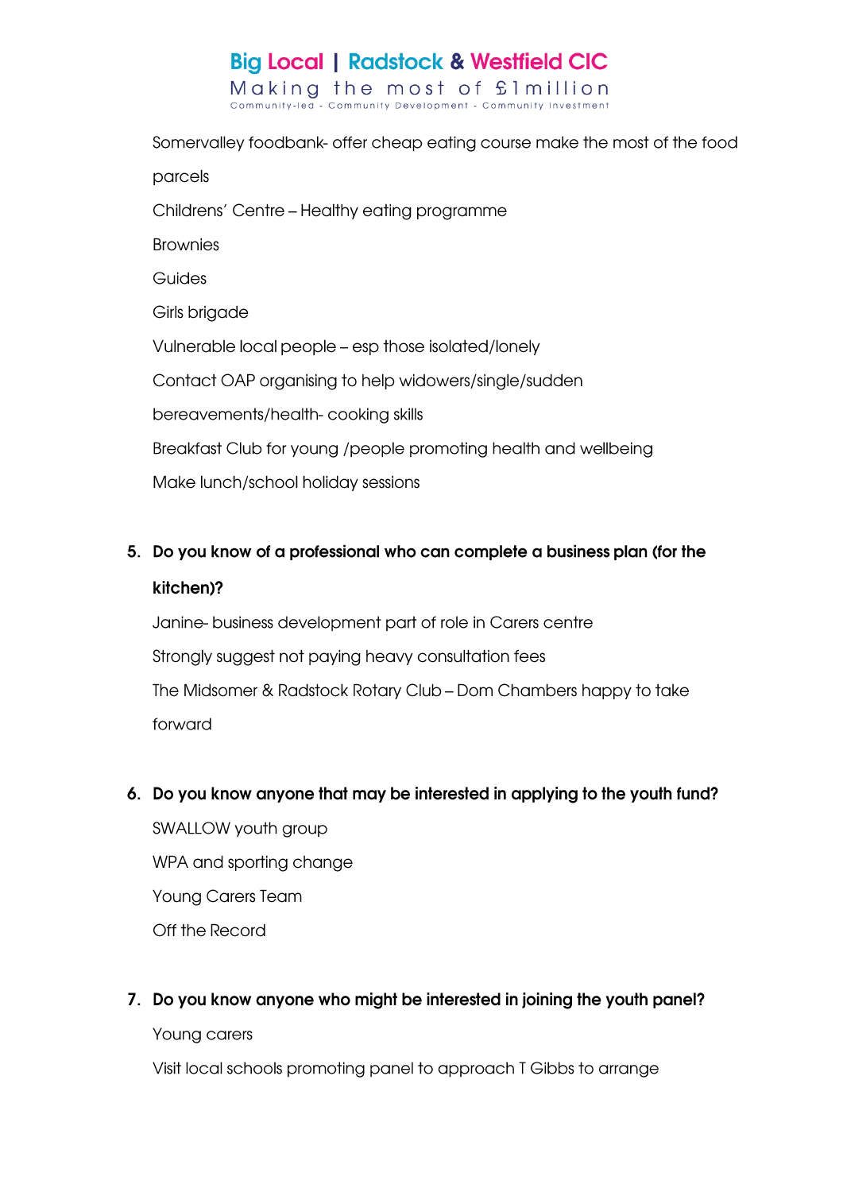Somervalley foodbank- offer cheap eating course make the most of the food parcels

Childrens' Centre – Healthy eating programme

Brownies

Guides

Girls brigade

Vulnerable local people – esp those isolated/lonely

Contact OAP organising to help widowers/single/sudden bereavements/health- cooking skills

Breakfast Club for young /people promoting health and wellbeing

Make lunch/school holiday sessions

5. **Do you know of a professional who can complete a business plan (for the kitchen)?**

   Janine- business development part of role in Carers centre

   Strongly suggest not paying heavy consultation fees

   The Midsomer & Radstock Rotary Club – Dom Chambers happy to take forward

6. **Do you know anyone that may be interested in applying to the youth fund?**

   SWALLOW youth group

   WPA and sporting change

   Young Carers Team

   Off the Record

7. **Do you know anyone who might be interested in joining the youth panel?**

   Young carers

   Visit local schools promoting panel to approach T Gibbs to arrange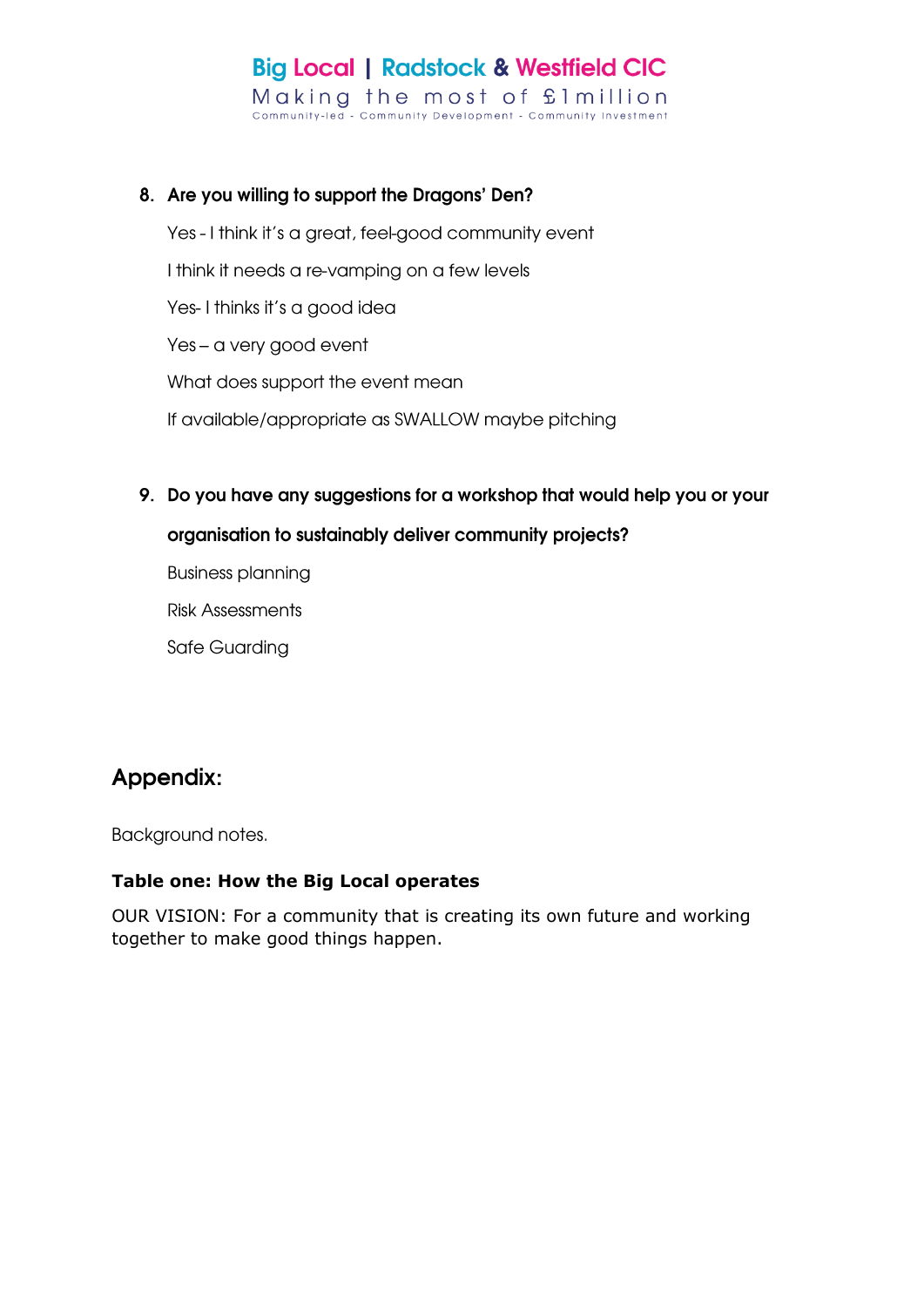8. **Are you willing to support the Dragons' Den?**

   Yes - I think it's a great, feel-good community event

   I think it needs a re-vamping on a few levels

   Yes- I thinks it's a good idea

   Yes – a very good event

   What does support the event mean

   If available/appropriate as SWALLOW maybe pitching

9. **Do you have any suggestions for a workshop that would help you or your organisation to sustainably deliver community projects?**

   Business planning

   Risk Assessments

   Safe Guarding

## Appendix:

Background notes.

**Table one: How the Big Local operates**

OUR VISION: For a community that is creating its own future and working together to make good things happen.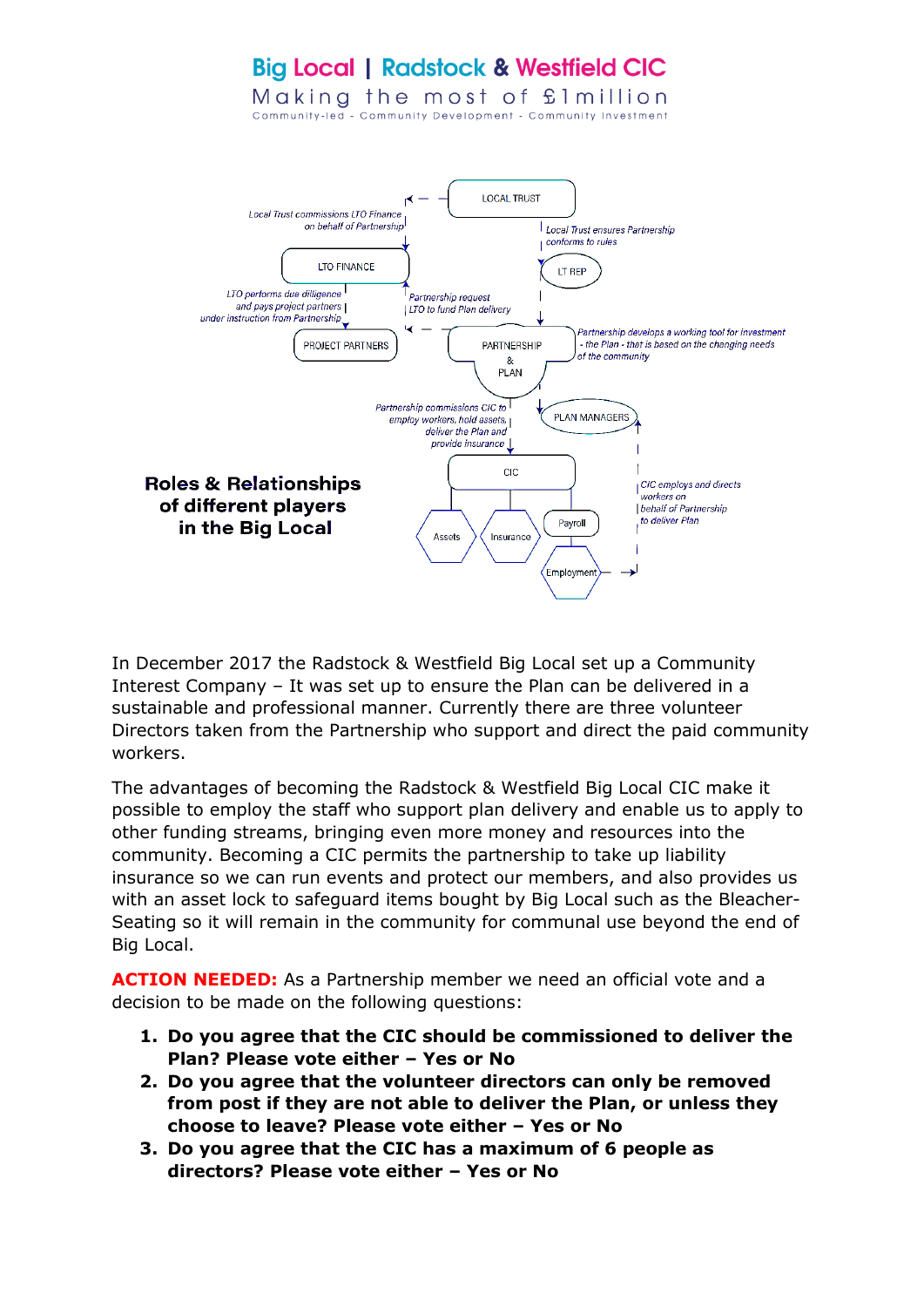# Big Local | Radstock & Westfield CIC

Making the most of £1million

Community-led - Community Development - Community Investment

LOCAL TRUST

Local Trust commissions LTO Finance on behalf of Partnership

Local Trust ensures Partnership conforms to rules

LTO FINANCE

LT REP

LTO performs due dilligence and pays project partners under instruction from Partnership

Partnership request LTO to fund Plan delivery

PROJECT PARTNERS

PARTNERSHIP & PLAN

Partnership develops a working tool for investment - the Plan - that is based on the changing needs of the community

Partnership commissions CIC to employ workers, hold assets, deliver the Plan and provide insurance

PLAN MANAGERS

CIC

CIC employs and directs workers on behalf of Partnership to deliver Plan

Assets

Insurance

Payroll

Employment

## Roles & Relationships of different players in the Big Local

In December 2017 the Radstock & Westfield Big Local set up a Community Interest Company – It was set up to ensure the Plan can be delivered in a sustainable and professional manner. Currently there are three volunteer Directors taken from the Partnership who support and direct the paid community workers.

The advantages of becoming the Radstock & Westfield Big Local CIC make it possible to employ the staff who support plan delivery and enable us to apply to other funding streams, bringing even more money and resources into the community. Becoming a CIC permits the partnership to take up liability insurance so we can run events and protect our members, and also provides us with an asset lock to safeguard items bought by Big Local such as the Bleacher-Seating so it will remain in the community for communal use beyond the end of Big Local.

**ACTION NEEDED:** As a Partnership member we need an official vote and a decision to be made on the following questions:

1. **Do you agree that the CIC should be commissioned to deliver the Plan? Please vote either – Yes or No**
2. **Do you agree that the volunteer directors can only be removed from post if they are not able to deliver the Plan, or unless they choose to leave? Please vote either – Yes or No**
3. **Do you agree that the CIC has a maximum of 6 people as directors? Please vote either – Yes or No**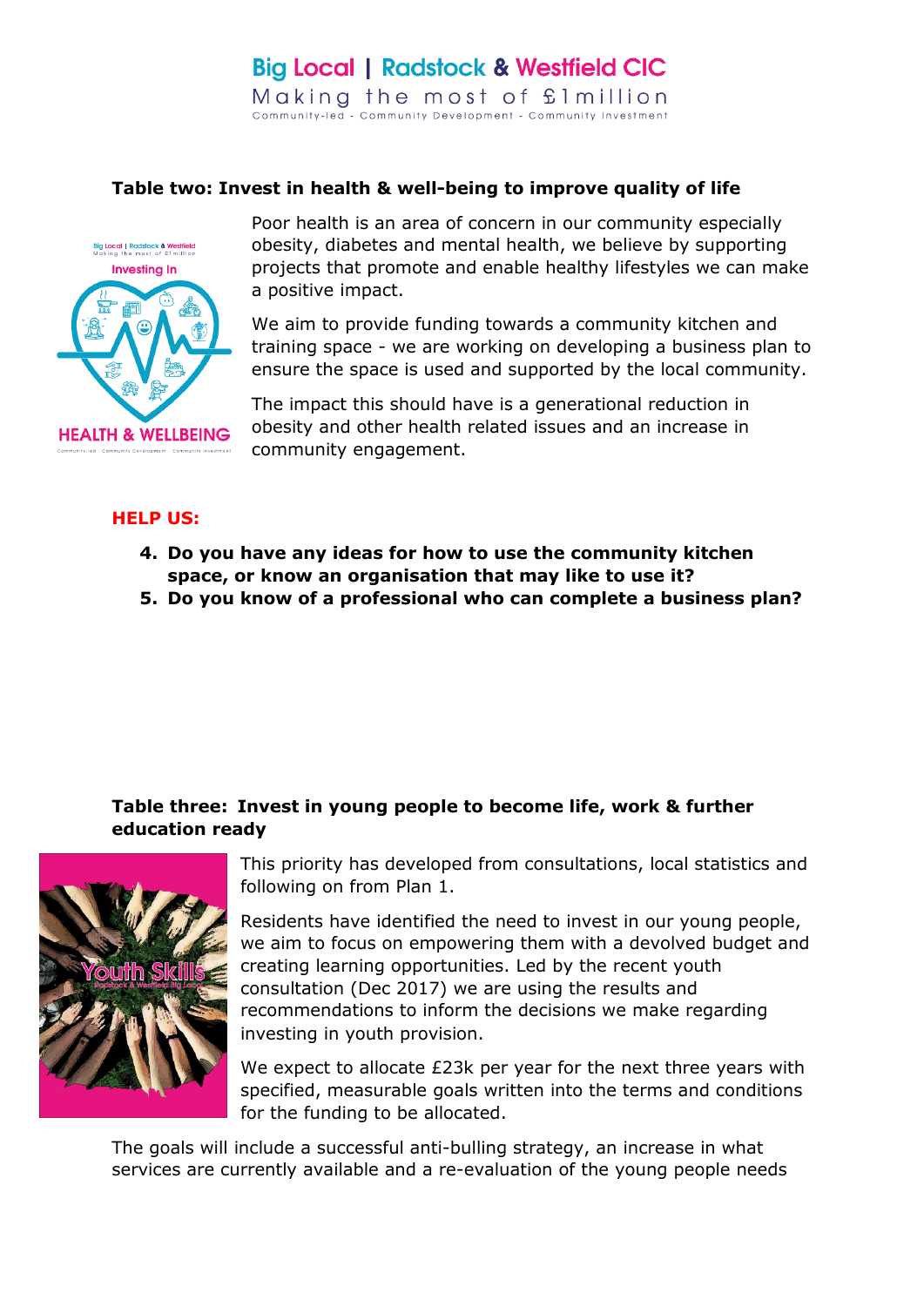**Table two: Invest in health & well-being to improve quality of life**

Poor health is an area of concern in our community especially obesity, diabetes and mental health, we believe by supporting projects that promote and enable healthy lifestyles we can make a positive impact.

We aim to provide funding towards a community kitchen and training space - we are working on developing a business plan to ensure the space is used and supported by the local community.

The impact this should have is a generational reduction in obesity and other health related issues and an increase in community engagement.

**HELP US:**

4. **Do you have any ideas for how to use the community kitchen space, or know an organisation that may like to use it?**
5. **Do you know of a professional who can complete a business plan?**

**Table three: Invest in young people to become life, work & further education ready**

This priority has developed from consultations, local statistics and following on from Plan 1.

Residents have identified the need to invest in our young people, we aim to focus on empowering them with a devolved budget and creating learning opportunities. Led by the recent youth consultation (Dec 2017) we are using the results and recommendations to inform the decisions we make regarding investing in youth provision.

We expect to allocate £23k per year for the next three years with specified, measurable goals written into the terms and conditions for the funding to be allocated.

The goals will include a successful anti-bulling strategy, an increase in what services are currently available and a re-evaluation of the young people needs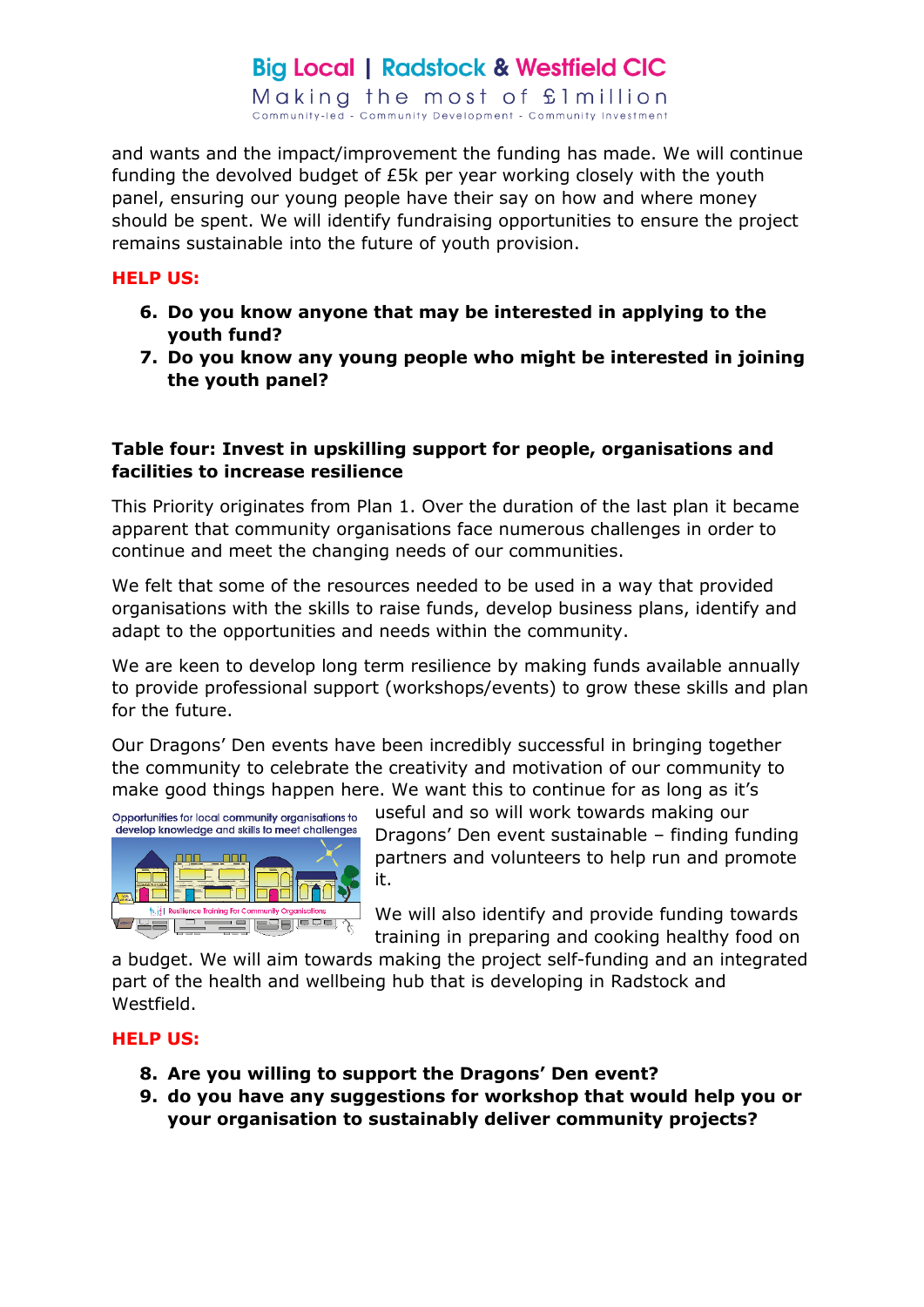and wants and the impact/improvement the funding has made. We will continue funding the devolved budget of £5k per year working closely with the youth panel, ensuring our young people have their say on how and where money should be spent. We will identify fundraising opportunities to ensure the project remains sustainable into the future of youth provision.

**HELP US:**

6. **Do you know anyone that may be interested in applying to the youth fund?**
7. **Do you know any young people who might be interested in joining the youth panel?**

### Table four: Invest in upskilling support for people, organisations and facilities to increase resilience

This Priority originates from Plan 1. Over the duration of the last plan it became apparent that community organisations face numerous challenges in order to continue and meet the changing needs of our communities.

We felt that some of the resources needed to be used in a way that provided organisations with the skills to raise funds, develop business plans, identify and adapt to the opportunities and needs within the community.

We are keen to develop long term resilience by making funds available annually to provide professional support (workshops/events) to grow these skills and plan for the future.

Our Dragons' Den events have been incredibly successful in bringing together the community to celebrate the creativity and motivation of our community to make good things happen here. We want this to continue for as long as it's useful and so will work towards making our Dragons' Den event sustainable – finding funding partners and volunteers to help run and promote it.

We will also identify and provide funding towards training in preparing and cooking healthy food on a budget. We will aim towards making the project self-funding and an integrated part of the health and wellbeing hub that is developing in Radstock and Westfield.

**HELP US:**

8. **Are you willing to support the Dragons' Den event?**
9. **do you have any suggestions for workshop that would help you or your organisation to sustainably deliver community projects?**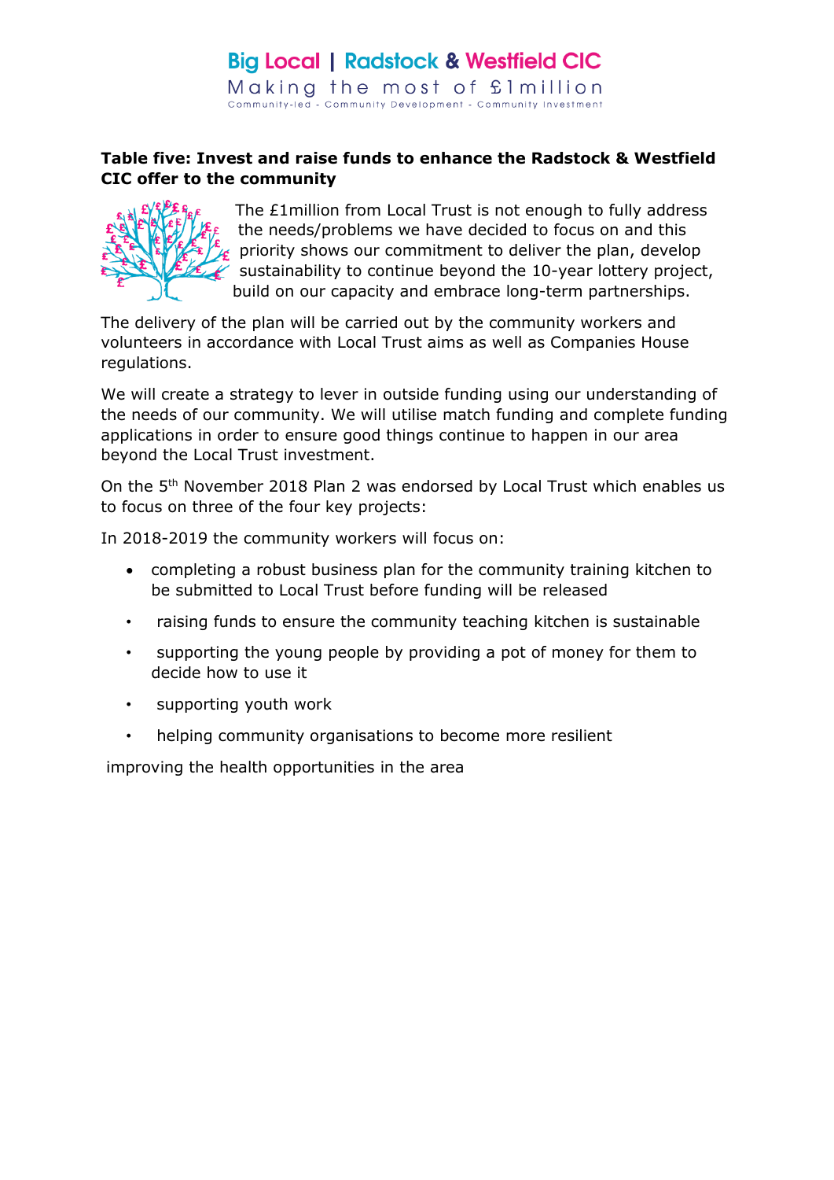**Table five: Invest and raise funds to enhance the Radstock & Westfield CIC offer to the community**

The £1million from Local Trust is not enough to fully address the needs/problems we have decided to focus on and this priority shows our commitment to deliver the plan, develop sustainability to continue beyond the 10-year lottery project, build on our capacity and embrace long-term partnerships.

The delivery of the plan will be carried out by the community workers and volunteers in accordance with Local Trust aims as well as Companies House regulations.

We will create a strategy to lever in outside funding using our understanding of the needs of our community. We will utilise match funding and complete funding applications in order to ensure good things continue to happen in our area beyond the Local Trust investment.

On the 5th November 2018 Plan 2 was endorsed by Local Trust which enables us to focus on three of the four key projects:

In 2018-2019 the community workers will focus on:

- completing a robust business plan for the community training kitchen to be submitted to Local Trust before funding will be released
- raising funds to ensure the community teaching kitchen is sustainable
- supporting the young people by providing a pot of money for them to decide how to use it
- supporting youth work
- helping community organisations to become more resilient

improving the health opportunities in the area